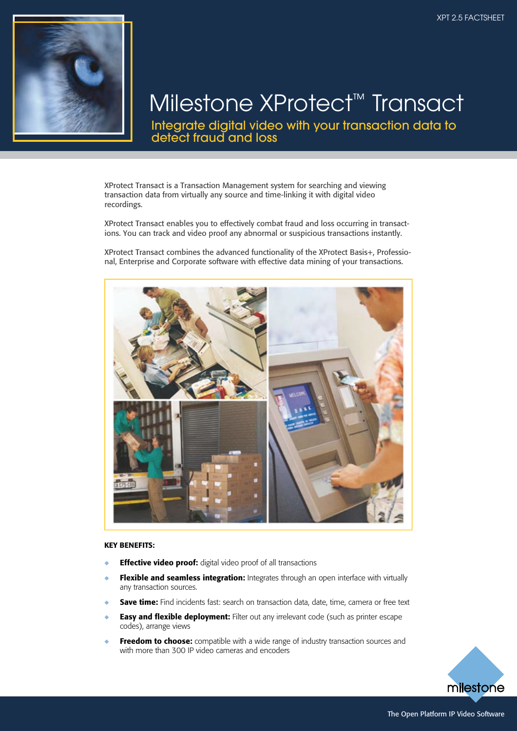# Milestone XProtect™ Transact

## Integrate digital video with your transaction data to detect fraud and loss

XProtect Transact is a Transaction Management system for searching and viewing transaction data from virtually any source and time-linking it with digital video recordings.

XProtect Transact enables you to effectively combat fraud and loss occurring in transactions. You can track and video proof any abnormal or suspicious transactions instantly.

XProtect Transact combines the advanced functionality of the XProtect Basis+, Professional, Enterprise and Corporate software with effective data mining of your transactions.

**KEY BENEFITS:**

- **Effective video proof:** digital video proof of all transactions
- **Flexible and seamless integration:** Integrates through an open interface with virtually any transaction sources.
- **Save time:** Find incidents fast: search on transaction data, date, time, camera or free text
- **Easy and flexible deployment:** Filter out any irrelevant code (such as printer escape codes), arrange views
- **Freedom to choose:** compatible with a wide range of industry transaction sources and with more than 300 IP video cameras and encoders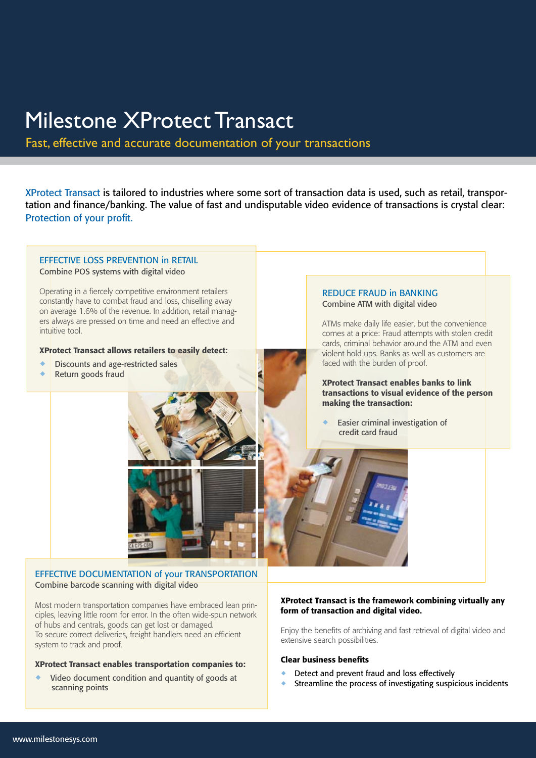# Milestone XProtect Transact

Fast, effective and accurate documentation of your transactions

XProtect Transact is tailored to industries where some sort of transaction data is used, such as retail, transportation and finance/banking. The value of fast and undisputable video evidence of transactions is crystal clear: Protection of your profit.

## EFFECTIVE LOSS PREVENTION in RETAIL

Combine POS systems with digital video

Operating in a fiercely competitive environment retailers constantly have to combat fraud and loss, chiselling away on average 1.6% of the revenue. In addition, retail managers always are pressed on time and need an effective and intuitive tool.

**XProtect Transact allows retailers to easily detect:**

- Discounts and age-restricted sales
- Return goods fraud

## REDUCE FRAUD in BANKING

Combine ATM with digital video

ATMs make daily life easier, but the convenience comes at a price: Fraud attempts with stolen credit cards, criminal behavior around the ATM and even violent hold-ups. Banks as well as customers are faced with the burden of proof.

**XProtect Transact enables banks to link transactions to visual evidence of the person making the transaction:**

- Easier criminal investigation of credit card fraud

## EFFECTIVE DOCUMENTATION of your TRANSPORTATION

Combine barcode scanning with digital video

Most modern transportation companies have embraced lean principles, leaving little room for error. In the often wide-spun network of hubs and centrals, goods can get lost or damaged.
To secure correct deliveries, freight handlers need an efficient system to track and proof.

**XProtect Transact enables transportation companies to:**

- Video document condition and quantity of goods at scanning points

**XProtect Transact is the framework combining virtually any form of transaction and digital video.**

Enjoy the benefits of archiving and fast retrieval of digital video and extensive search possibilities.

**Clear business benefits**

- Detect and prevent fraud and loss effectively
- Streamline the process of investigating suspicious incidents

www.milestonesys.com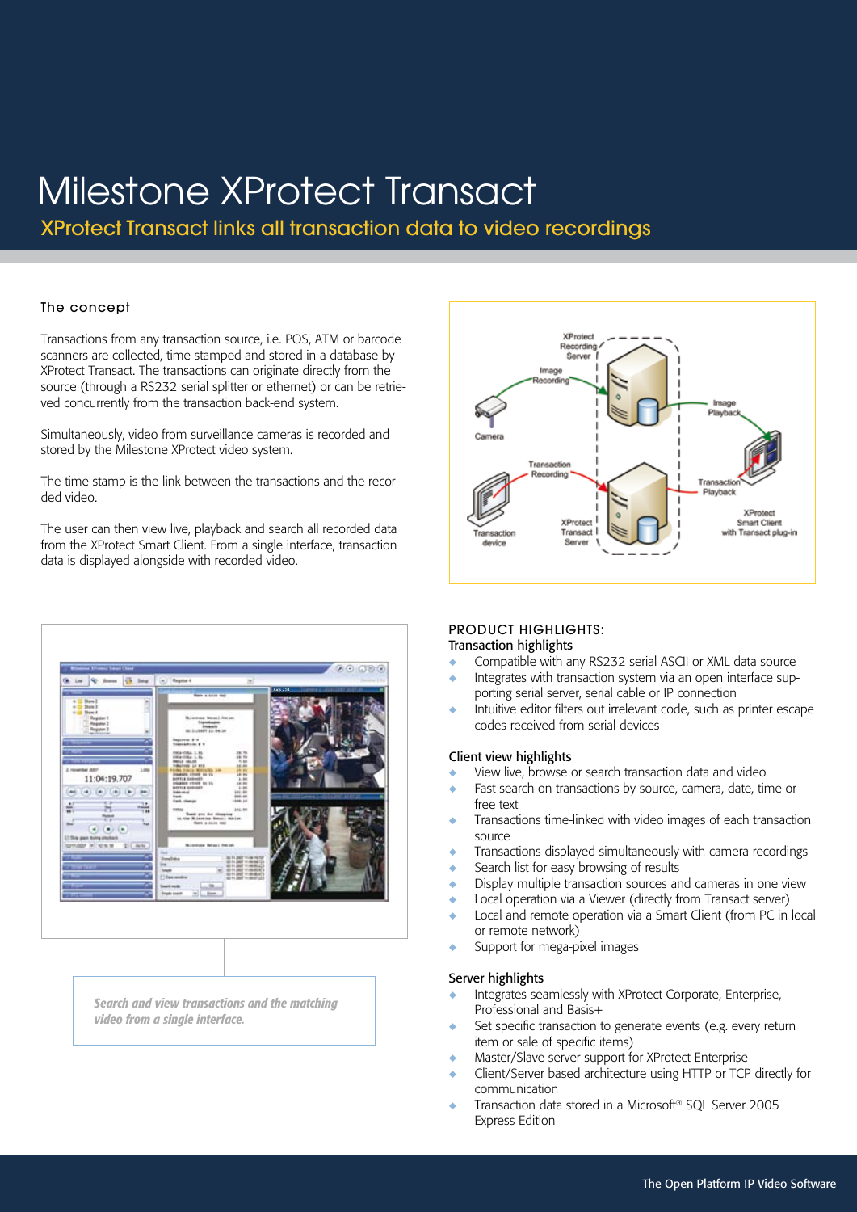# Milestone XProtect Transact

## XProtect Transact links all transaction data to video recordings

### The concept

Transactions from any transaction source, i.e. POS, ATM or barcode scanners are collected, time-stamped and stored in a database by XProtect Transact. The transactions can originate directly from the source (through a RS232 serial splitter or ethernet) or can be retrieved concurrently from the transaction back-end system.

Simultaneously, video from surveillance cameras is recorded and stored by the Milestone XProtect video system.

The time-stamp is the link between the transactions and the recorded video.

The user can then view live, playback and search all recorded data from the XProtect Smart Client. From a single interface, transaction data is displayed alongside with recorded video.

*Search and view transactions and the matching video from a single interface.*

### PRODUCT HIGHLIGHTS:

#### Transaction highlights

- Compatible with any RS232 serial ASCII or XML data source
- Integrates with transaction system via an open interface supporting serial server, serial cable or IP connection
- Intuitive editor filters out irrelevant code, such as printer escape codes received from serial devices

#### Client view highlights

- View live, browse or search transaction data and video
- Fast search on transactions by source, camera, date, time or free text
- Transactions time-linked with video images of each transaction source
- Transactions displayed simultaneously with camera recordings
- Search list for easy browsing of results
- Display multiple transaction sources and cameras in one view
- Local operation via a Viewer (directly from Transact server)
- Local and remote operation via a Smart Client (from PC in local or remote network)
- Support for mega-pixel images

#### Server highlights

- Integrates seamlessly with XProtect Corporate, Enterprise, Professional and Basis+
- Set specific transaction to generate events (e.g. every return item or sale of specific items)
- Master/Slave server support for XProtect Enterprise
- Client/Server based architecture using HTTP or TCP directly for communication
- Transaction data stored in a Microsoft® SQL Server 2005 Express Edition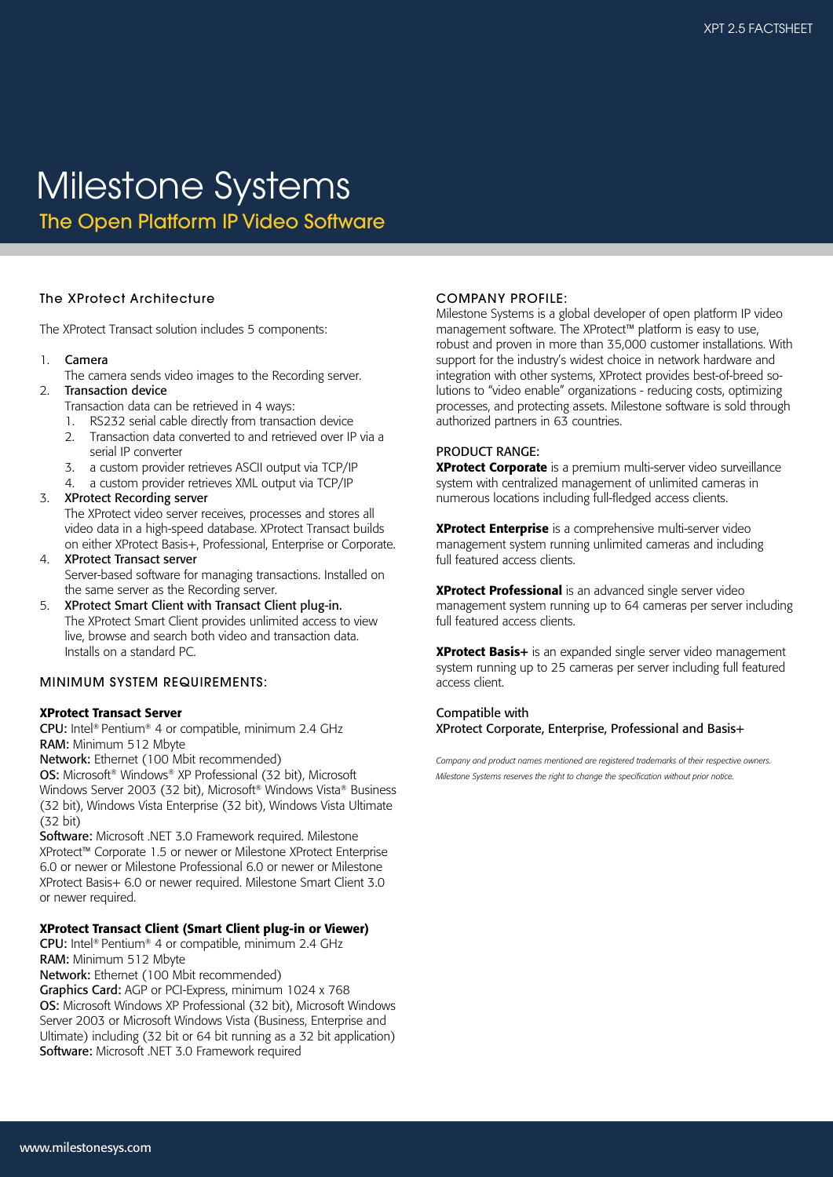# Milestone Systems

## The Open Platform IP Video Software

### The XProtect Architecture

The XProtect Transact solution includes 5 components:

1. **Camera**
   The camera sends video images to the Recording server.
2. **Transaction device**
   Transaction data can be retrieved in 4 ways:
   1. RS232 serial cable directly from transaction device
   2. Transaction data converted to and retrieved over IP via a serial IP converter
   3. a custom provider retrieves ASCII output via TCP/IP
   4. a custom provider retrieves XML output via TCP/IP
3. **XProtect Recording server**
   The XProtect video server receives, processes and stores all video data in a high-speed database. XProtect Transact builds on either XProtect Basis+, Professional, Enterprise or Corporate.
4. **XProtect Transact server**
   Server-based software for managing transactions. Installed on the same server as the Recording server.
5. **XProtect Smart Client with Transact Client plug-in.**
   The XProtect Smart Client provides unlimited access to view live, browse and search both video and transaction data. Installs on a standard PC.

### MINIMUM SYSTEM REQUIREMENTS:

**XProtect Transact Server**

**CPU:** Intel® Pentium® 4 or compatible, minimum 2.4 GHz
**RAM:** Minimum 512 Mbyte
**Network:** Ethernet (100 Mbit recommended)
**OS:** Microsoft® Windows® XP Professional (32 bit), Microsoft Windows Server 2003 (32 bit), Microsoft® Windows Vista® Business (32 bit), Windows Vista Enterprise (32 bit), Windows Vista Ultimate (32 bit)
**Software:** Microsoft .NET 3.0 Framework required. Milestone XProtect™ Corporate 1.5 or newer or Milestone XProtect Enterprise 6.0 or newer or Milestone Professional 6.0 or newer or Milestone XProtect Basis+ 6.0 or newer required. Milestone Smart Client 3.0 or newer required.

**XProtect Transact Client (Smart Client plug-in or Viewer)**

**CPU:** Intel® Pentium® 4 or compatible, minimum 2.4 GHz
**RAM:** Minimum 512 Mbyte
**Network:** Ethernet (100 Mbit recommended)
**Graphics Card:** AGP or PCI-Express, minimum 1024 x 768
**OS:** Microsoft Windows XP Professional (32 bit), Microsoft Windows Server 2003 or Microsoft Windows Vista (Business, Enterprise and Ultimate) including (32 bit or 64 bit running as a 32 bit application)
**Software:** Microsoft .NET 3.0 Framework required

### COMPANY PROFILE:

Milestone Systems is a global developer of open platform IP video management software. The XProtect™ platform is easy to use, robust and proven in more than 35,000 customer installations. With support for the industry's widest choice in network hardware and integration with other systems, XProtect provides best-of-breed solutions to "video enable" organizations - reducing costs, optimizing processes, and protecting assets. Milestone software is sold through authorized partners in 63 countries.

### PRODUCT RANGE:

**XProtect Corporate** is a premium multi-server video surveillance system with centralized management of unlimited cameras in numerous locations including full-fledged access clients.

**XProtect Enterprise** is a comprehensive multi-server video management system running unlimited cameras and including full featured access clients.

**XProtect Professional** is an advanced single server video management system running up to 64 cameras per server including full featured access clients.

**XProtect Basis+** is an expanded single server video management system running up to 25 cameras per server including full featured access client.

Compatible with
XProtect Corporate, Enterprise, Professional and Basis+

*Company and product names mentioned are registered trademarks of their respective owners.*
*Milestone Systems reserves the right to change the specification without prior notice.*

www.milestonesys.com